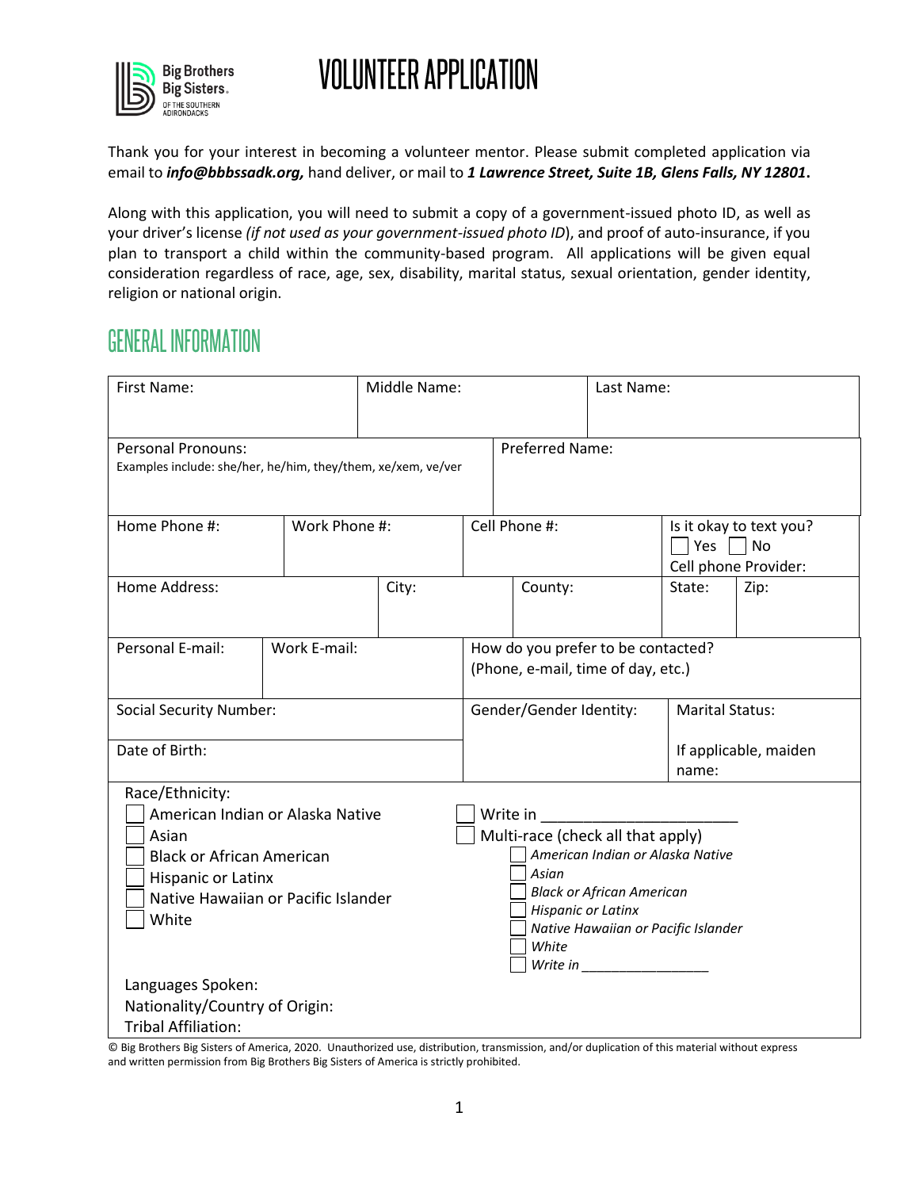Big Brothers Big Sisters. OF THE SOUTHERN ADIRONDACKS

# VOLUNTEER APPLICATION

Thank you for your interest in becoming a volunteer mentor. Please submit completed application via email to ***info@bbbssadk.org,*** hand deliver, or mail to ***1 Lawrence Street, Suite 1B, Glens Falls, NY 12801*****.**

Along with this application, you will need to submit a copy of a government-issued photo ID, as well as your driver's license *(if not used as your government-issued photo ID*), and proof of auto-insurance, if you plan to transport a child within the community-based program. All applications will be given equal consideration regardless of race, age, sex, disability, marital status, sexual orientation, gender identity, religion or national origin.

## GENERAL INFORMATION

| First Name: | Middle Name: | Last Name: | |
|---|---|---|---|
| Personal Pronouns: Examples include: she/her, he/him, they/them, xe/xem, ve/ver | Preferred Name: | | |
| Home Phone #: | Work Phone #: | Cell Phone #: | Is it okay to text you? ☐ Yes ☐ No Cell phone Provider: |
| Home Address: | City: | County: | State: / Zip: |
| Personal E-mail: | Work E-mail: | How do you prefer to be contacted? (Phone, e-mail, time of day, etc.) | |
| Social Security Number: | | Gender/Gender Identity: | Marital Status: |
| Date of Birth: | | | If applicable, maiden name: |

Race/Ethnicity:

☐ American Indian or Alaska Native
☐ Asian
☐ Black or African American
☐ Hispanic or Latinx
☐ Native Hawaiian or Pacific Islander
☐ White
☐ Write in _______________________
☐ Multi-race (check all that apply)
  ☐ *American Indian or Alaska Native*
  ☐ *Asian*
  ☐ *Black or African American*
  ☐ *Hispanic or Latinx*
  ☐ *Native Hawaiian or Pacific Islander*
  ☐ *White*
  ☐ *Write in* ________________

Languages Spoken:
Nationality/Country of Origin:
Tribal Affiliation:

© Big Brothers Big Sisters of America, 2020. Unauthorized use, distribution, transmission, and/or duplication of this material without express and written permission from Big Brothers Big Sisters of America is strictly prohibited.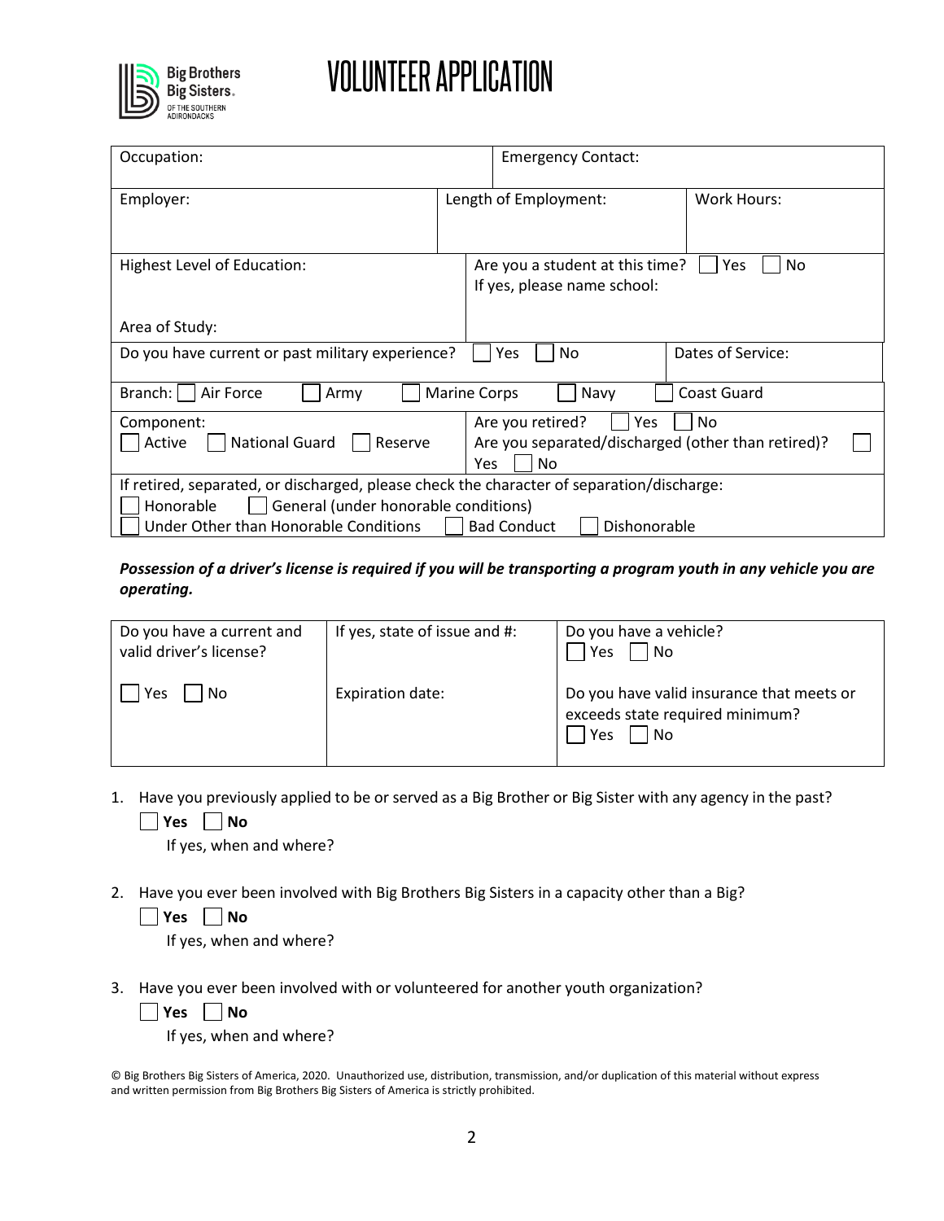# VOLUNTEER APPLICATION

| Occupation: | Emergency Contact: | |
|---|---|---|
| Employer: | Length of Employment: | Work Hours: |
| Highest Level of Education:<br><br>Area of Study: | Are you a student at this time? ☐ Yes ☐ No<br>If yes, please name school: | |
| Do you have current or past military experience? ☐ Yes ☐ No | | Dates of Service: |
| Branch: ☐ Air Force ☐ Army ☐ Marine Corps ☐ Navy ☐ Coast Guard | | |
| Component:<br>☐ Active ☐ National Guard ☐ Reserve | Are you retired? ☐ Yes ☐ No<br>Are you separated/discharged (other than retired)? ☐ Yes ☐ No | |
| If retired, separated, or discharged, please check the character of separation/discharge:<br>☐ Honorable ☐ General (under honorable conditions)<br>☐ Under Other than Honorable Conditions ☐ Bad Conduct ☐ Dishonorable | | |

***Possession of a driver's license is required if you will be transporting a program youth in any vehicle you are operating.***

| Do you have a current and valid driver's license?<br><br>☐ Yes ☐ No | If yes, state of issue and #:<br><br>Expiration date: | Do you have a vehicle?<br>☐ Yes ☐ No<br><br>Do you have valid insurance that meets or exceeds state required minimum?<br>☐ Yes ☐ No |
|---|---|---|

1. Have you previously applied to be or served as a Big Brother or Big Sister with any agency in the past?

   ☐ **Yes** ☐ **No**

   If yes, when and where?

2. Have you ever been involved with Big Brothers Big Sisters in a capacity other than a Big?

   ☐ **Yes** ☐ **No**

   If yes, when and where?

3. Have you ever been involved with or volunteered for another youth organization?

   ☐ **Yes** ☐ **No**

   If yes, when and where?

© Big Brothers Big Sisters of America, 2020. Unauthorized use, distribution, transmission, and/or duplication of this material without express and written permission from Big Brothers Big Sisters of America is strictly prohibited.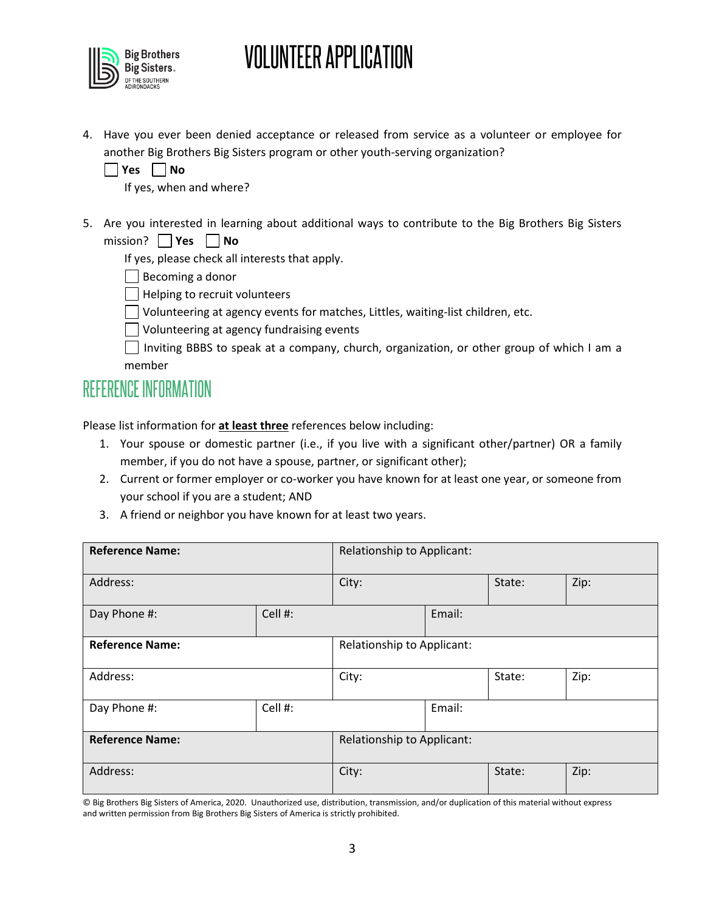4. Have you ever been denied acceptance or released from service as a volunteer or employee for another Big Brothers Big Sisters program or other youth-serving organization?

   ☐ **Yes** ☐ **No**

   If yes, when and where?

5. Are you interested in learning about additional ways to contribute to the Big Brothers Big Sisters mission? ☐ **Yes** ☐ **No**

   If yes, please check all interests that apply.

   ☐ Becoming a donor

   ☐ Helping to recruit volunteers

   ☐ Volunteering at agency events for matches, Littles, waiting-list children, etc.

   ☐ Volunteering at agency fundraising events

   ☐ Inviting BBBS to speak at a company, church, organization, or other group of which I am a member

## REFERENCE INFORMATION

Please list information for **at least three** references below including:

1. Your spouse or domestic partner (i.e., if you live with a significant other/partner) OR a family member, if you do not have a spouse, partner, or significant other);
2. Current or former employer or co-worker you have known for at least one year, or someone from your school if you are a student; AND
3. A friend or neighbor you have known for at least two years.

| **Reference Name:** | | Relationship to Applicant: | | | |
|---|---|---|---|---|---|
| Address: | | City: | | State: | Zip: |
| Day Phone #: | Cell #: | | Email: | | |
| **Reference Name:** | | Relationship to Applicant: | | | |
| Address: | | City: | | State: | Zip: |
| Day Phone #: | Cell #: | | Email: | | |
| **Reference Name:** | | Relationship to Applicant: | | | |
| Address: | | City: | | State: | Zip: |

© Big Brothers Big Sisters of America, 2020. Unauthorized use, distribution, transmission, and/or duplication of this material without express and written permission from Big Brothers Big Sisters of America is strictly prohibited.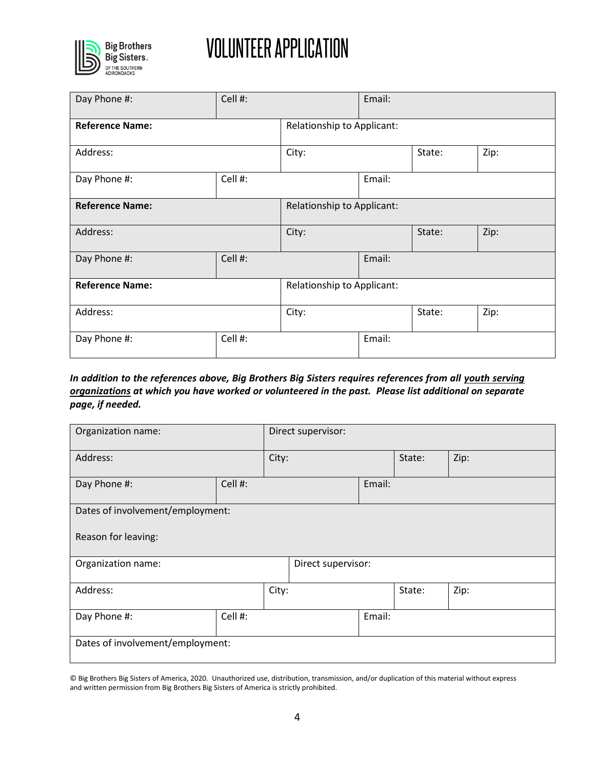# VOLUNTEER APPLICATION

| Day Phone #: | Cell #: | | Email: | | |
|---|---|---|---|---|---|
| **Reference Name:** | | Relationship to Applicant: | | | |
| Address: | | City: | | State: | Zip: |
| Day Phone #: | Cell #: | | Email: | | |
| **Reference Name:** | | Relationship to Applicant: | | | |
| Address: | | City: | | State: | Zip: |
| Day Phone #: | Cell #: | | Email: | | |
| **Reference Name:** | | Relationship to Applicant: | | | |
| Address: | | City: | | State: | Zip: |
| Day Phone #: | Cell #: | | Email: | | |

***In addition to the references above, Big Brothers Big Sisters requires references from all <u>youth serving organizations</u> at which you have worked or volunteered in the past. Please list additional on separate page, if needed.***

| Organization name: | | Direct supervisor: | | | |
|---|---|---|---|---|---|
| Address: | | City: | | State: | Zip: |
| Day Phone #: | Cell #: | | Email: | | |
| Dates of involvement/employment:<br><br>Reason for leaving: | | | | | |
| Organization name: | | Direct supervisor: | | | |
| Address: | | City: | | State: | Zip: |
| Day Phone #: | Cell #: | | Email: | | |
| Dates of involvement/employment: | | | | | |

© Big Brothers Big Sisters of America, 2020. Unauthorized use, distribution, transmission, and/or duplication of this material without express and written permission from Big Brothers Big Sisters of America is strictly prohibited.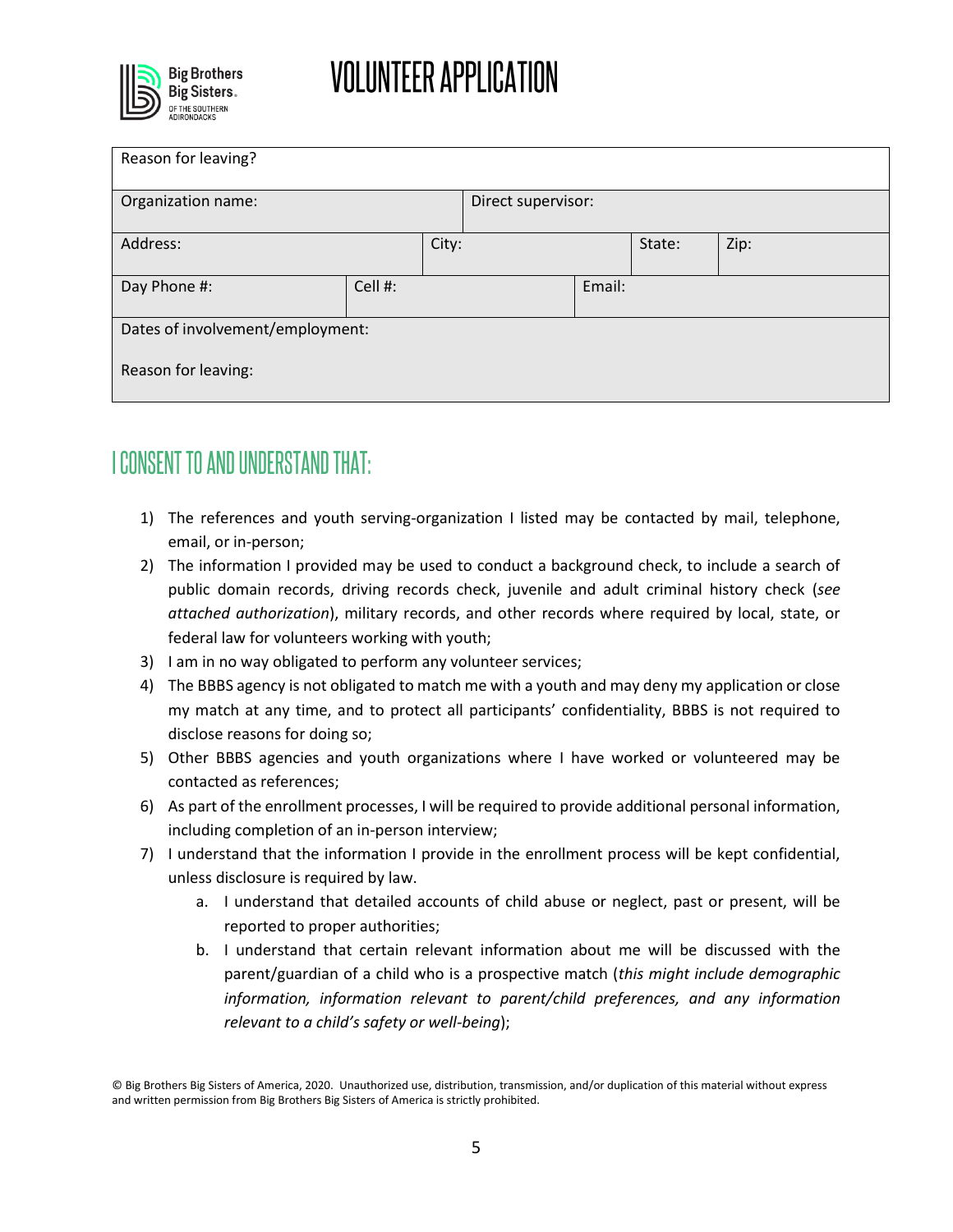# VOLUNTEER APPLICATION

| Reason for leaving? | | | | | | |
|---|---|---|---|---|---|---|
| Organization name: | | | Direct supervisor: | | | |
| Address: | | City: | | | State: | Zip: |
| Day Phone #: | Cell #: | | | Email: | | |
| Dates of involvement/employment:<br><br>Reason for leaving: | | | | | | |

## I CONSENT TO AND UNDERSTAND THAT:

1) The references and youth serving-organization I listed may be contacted by mail, telephone, email, or in-person;
2) The information I provided may be used to conduct a background check, to include a search of public domain records, driving records check, juvenile and adult criminal history check (*see attached authorization*), military records, and other records where required by local, state, or federal law for volunteers working with youth;
3) I am in no way obligated to perform any volunteer services;
4) The BBBS agency is not obligated to match me with a youth and may deny my application or close my match at any time, and to protect all participants' confidentiality, BBBS is not required to disclose reasons for doing so;
5) Other BBBS agencies and youth organizations where I have worked or volunteered may be contacted as references;
6) As part of the enrollment processes, I will be required to provide additional personal information, including completion of an in-person interview;
7) I understand that the information I provide in the enrollment process will be kept confidential, unless disclosure is required by law.
   a. I understand that detailed accounts of child abuse or neglect, past or present, will be reported to proper authorities;
   b. I understand that certain relevant information about me will be discussed with the parent/guardian of a child who is a prospective match (*this might include demographic information, information relevant to parent/child preferences, and any information relevant to a child's safety or well-being*);

© Big Brothers Big Sisters of America, 2020. Unauthorized use, distribution, transmission, and/or duplication of this material without express and written permission from Big Brothers Big Sisters of America is strictly prohibited.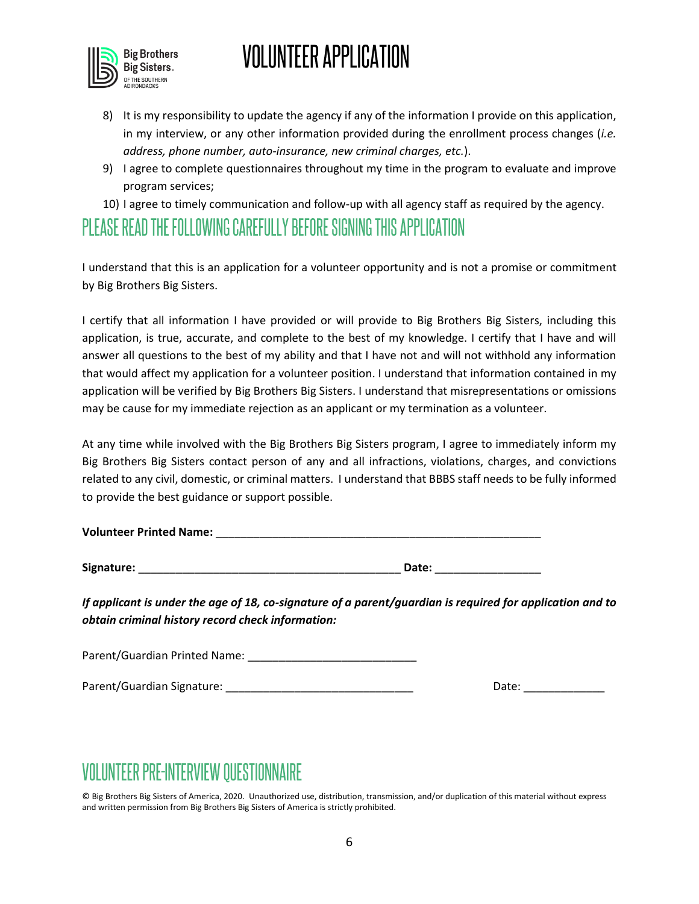8) It is my responsibility to update the agency if any of the information I provide on this application, in my interview, or any other information provided during the enrollment process changes (*i.e. address, phone number, auto-insurance, new criminal charges, etc.*).
9) I agree to complete questionnaires throughout my time in the program to evaluate and improve program services;
10) I agree to timely communication and follow-up with all agency staff as required by the agency.

## PLEASE READ THE FOLLOWING CAREFULLY BEFORE SIGNING THIS APPLICATION

I understand that this is an application for a volunteer opportunity and is not a promise or commitment by Big Brothers Big Sisters.

I certify that all information I have provided or will provide to Big Brothers Big Sisters, including this application, is true, accurate, and complete to the best of my knowledge. I certify that I have and will answer all questions to the best of my ability and that I have not and will not withhold any information that would affect my application for a volunteer position. I understand that information contained in my application will be verified by Big Brothers Big Sisters. I understand that misrepresentations or omissions may be cause for my immediate rejection as an applicant or my termination as a volunteer.

At any time while involved with the Big Brothers Big Sisters program, I agree to immediately inform my Big Brothers Big Sisters contact person of any and all infractions, violations, charges, and convictions related to any civil, domestic, or criminal matters. I understand that BBBS staff needs to be fully informed to provide the best guidance or support possible.

**Volunteer Printed Name:** ____________________________________________________

**Signature:** ____________________________________________ **Date:** _________________

***If applicant is under the age of 18, co-signature of a parent/guardian is required for application and to obtain criminal history record check information:***

Parent/Guardian Printed Name: ___________________________

Parent/Guardian Signature: ______________________________ Date: _____________

## VOLUNTEER PRE-INTERVIEW QUESTIONNAIRE

© Big Brothers Big Sisters of America, 2020. Unauthorized use, distribution, transmission, and/or duplication of this material without express and written permission from Big Brothers Big Sisters of America is strictly prohibited.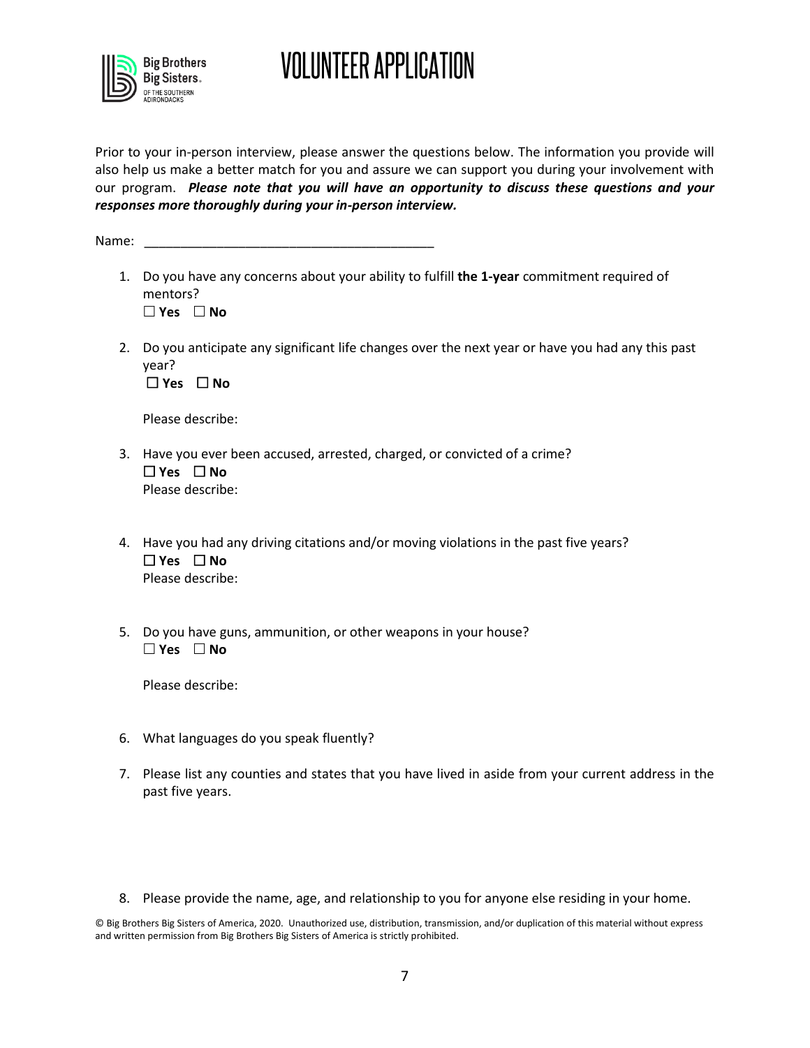# VOLUNTEER APPLICATION

Prior to your in-person interview, please answer the questions below. The information you provide will also help us make a better match for you and assure we can support you during your involvement with our program. ***Please note that you will have an opportunity to discuss these questions and your responses more thoroughly during your in-person interview.***

Name: ________________________________________

1. Do you have any concerns about your ability to fulfill **the 1-year** commitment required of mentors?
   ☐ **Yes** ☐ **No**

2. Do you anticipate any significant life changes over the next year or have you had any this past year?
   ☐ **Yes** ☐ **No**

   Please describe:

3. Have you ever been accused, arrested, charged, or convicted of a crime?
   ☐ **Yes** ☐ **No**
   Please describe:

4. Have you had any driving citations and/or moving violations in the past five years?
   ☐ **Yes** ☐ **No**
   Please describe:

5. Do you have guns, ammunition, or other weapons in your house?
   ☐ **Yes** ☐ **No**

   Please describe:

6. What languages do you speak fluently?

7. Please list any counties and states that you have lived in aside from your current address in the past five years.

8. Please provide the name, age, and relationship to you for anyone else residing in your home.

© Big Brothers Big Sisters of America, 2020. Unauthorized use, distribution, transmission, and/or duplication of this material without express and written permission from Big Brothers Big Sisters of America is strictly prohibited.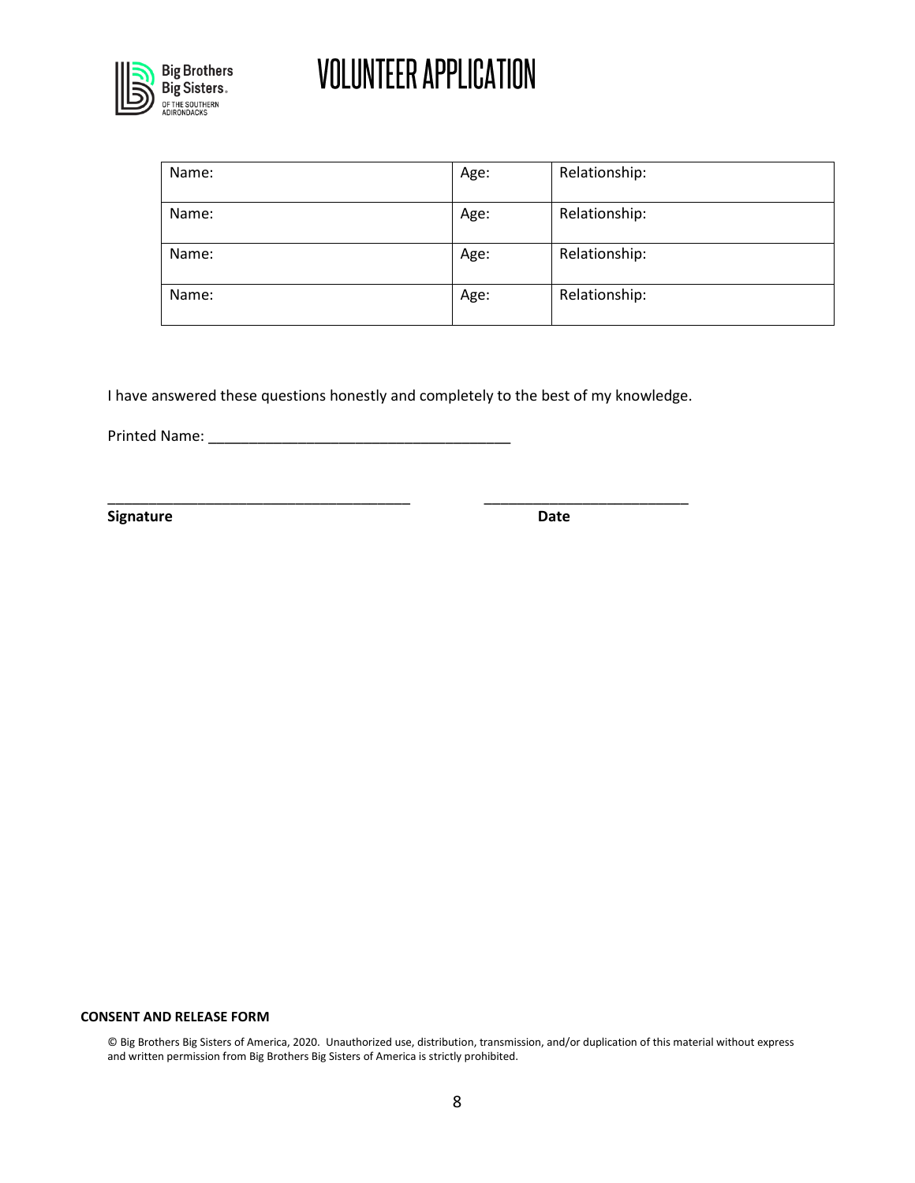# VOLUNTEER APPLICATION

| Name: | Age: | Relationship: |
|---|---|---|
| Name: | Age: | Relationship: |
| Name: | Age: | Relationship: |
| Name: | Age: | Relationship: |

I have answered these questions honestly and completely to the best of my knowledge.

Printed Name: _____________________________________

_______________________________________ _________________________

**Signature** **Date**

**CONSENT AND RELEASE FORM**

© Big Brothers Big Sisters of America, 2020. Unauthorized use, distribution, transmission, and/or duplication of this material without express and written permission from Big Brothers Big Sisters of America is strictly prohibited.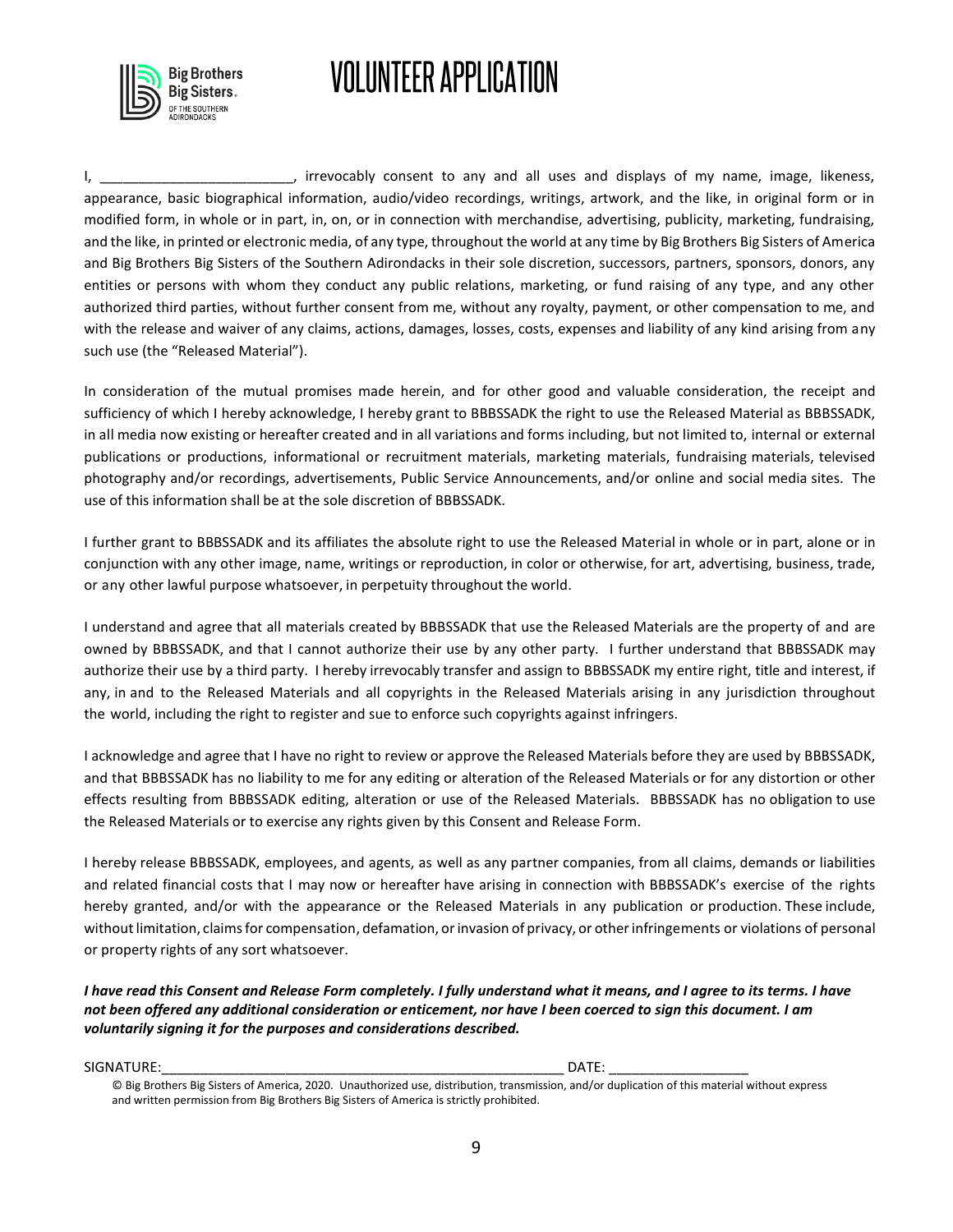# VOLUNTEER APPLICATION

I, ________________________, irrevocably consent to any and all uses and displays of my name, image, likeness, appearance, basic biographical information, audio/video recordings, writings, artwork, and the like, in original form or in modified form, in whole or in part, in, on, or in connection with merchandise, advertising, publicity, marketing, fundraising, and the like, in printed or electronic media, of any type, throughout the world at any time by Big Brothers Big Sisters of America and Big Brothers Big Sisters of the Southern Adirondacks in their sole discretion, successors, partners, sponsors, donors, any entities or persons with whom they conduct any public relations, marketing, or fund raising of any type, and any other authorized third parties, without further consent from me, without any royalty, payment, or other compensation to me, and with the release and waiver of any claims, actions, damages, losses, costs, expenses and liability of any kind arising from any such use (the "Released Material").

In consideration of the mutual promises made herein, and for other good and valuable consideration, the receipt and sufficiency of which I hereby acknowledge, I hereby grant to BBBSSADK the right to use the Released Material as BBBSSADK, in all media now existing or hereafter created and in all variations and forms including, but not limited to, internal or external publications or productions, informational or recruitment materials, marketing materials, fundraising materials, televised photography and/or recordings, advertisements, Public Service Announcements, and/or online and social media sites. The use of this information shall be at the sole discretion of BBBSSADK.

I further grant to BBBSSADK and its affiliates the absolute right to use the Released Material in whole or in part, alone or in conjunction with any other image, name, writings or reproduction, in color or otherwise, for art, advertising, business, trade, or any other lawful purpose whatsoever, in perpetuity throughout the world.

I understand and agree that all materials created by BBBSSADK that use the Released Materials are the property of and are owned by BBBSSADK, and that I cannot authorize their use by any other party. I further understand that BBBSSADK may authorize their use by a third party. I hereby irrevocably transfer and assign to BBBSSADK my entire right, title and interest, if any, in and to the Released Materials and all copyrights in the Released Materials arising in any jurisdiction throughout the world, including the right to register and sue to enforce such copyrights against infringers.

I acknowledge and agree that I have no right to review or approve the Released Materials before they are used by BBBSSADK, and that BBBSSADK has no liability to me for any editing or alteration of the Released Materials or for any distortion or other effects resulting from BBBSSADK editing, alteration or use of the Released Materials. BBBSSADK has no obligation to use the Released Materials or to exercise any rights given by this Consent and Release Form.

I hereby release BBBSSADK, employees, and agents, as well as any partner companies, from all claims, demands or liabilities and related financial costs that I may now or hereafter have arising in connection with BBBSSADK's exercise of the rights hereby granted, and/or with the appearance or the Released Materials in any publication or production. These include, without limitation, claims for compensation, defamation, or invasion of privacy, or other infringements or violations of personal or property rights of any sort whatsoever.

***I have read this Consent and Release Form completely. I fully understand what it means, and I agree to its terms. I have not been offered any additional consideration or enticement, nor have I been coerced to sign this document. I am voluntarily signing it for the purposes and considerations described.***

SIGNATURE:_______________________________________________________ DATE: _________________

© Big Brothers Big Sisters of America, 2020. Unauthorized use, distribution, transmission, and/or duplication of this material without express and written permission from Big Brothers Big Sisters of America is strictly prohibited.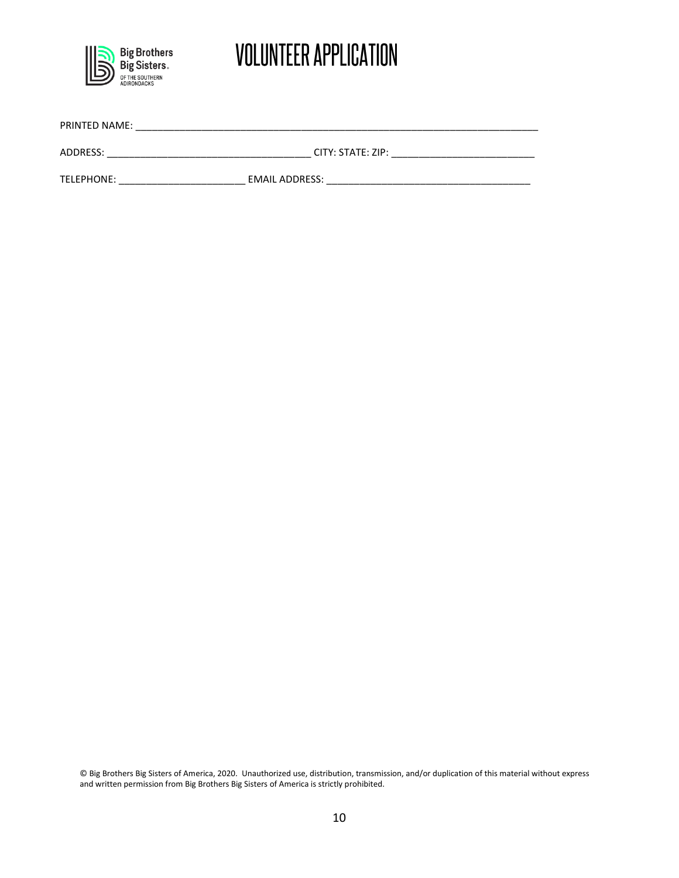Big Brothers Big Sisters. OF THE SOUTHERN ADIRONDACKS

# VOLUNTEER APPLICATION

PRINTED NAME: ___________________________________________________________________________

ADDRESS: _____________________________________ CITY: STATE: ZIP: __________________________

TELEPHONE: _______________________ EMAIL ADDRESS: ______________________________________

© Big Brothers Big Sisters of America, 2020. Unauthorized use, distribution, transmission, and/or duplication of this material without express and written permission from Big Brothers Big Sisters of America is strictly prohibited.